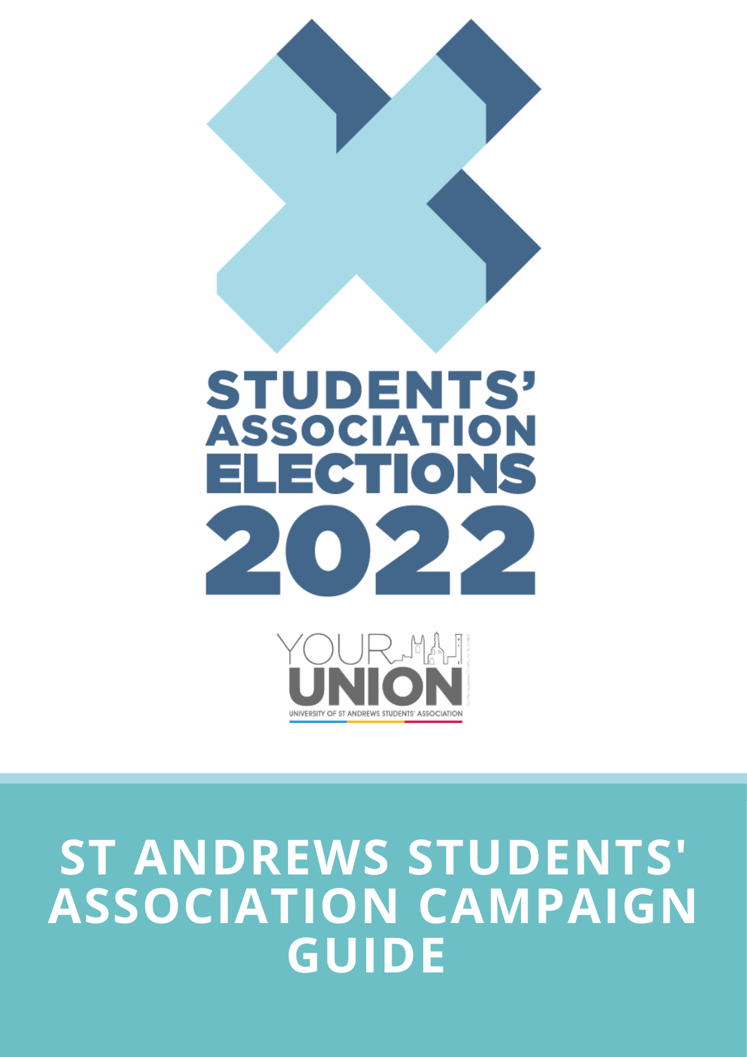# STUDENTS' ASSOCIATION ELECTIONS 2022

YOUR UNION

UNIVERSITY OF ST ANDREWS STUDENTS' ASSOCIATION

# ST ANDREWS STUDENTS' ASSOCIATION CAMPAIGN GUIDE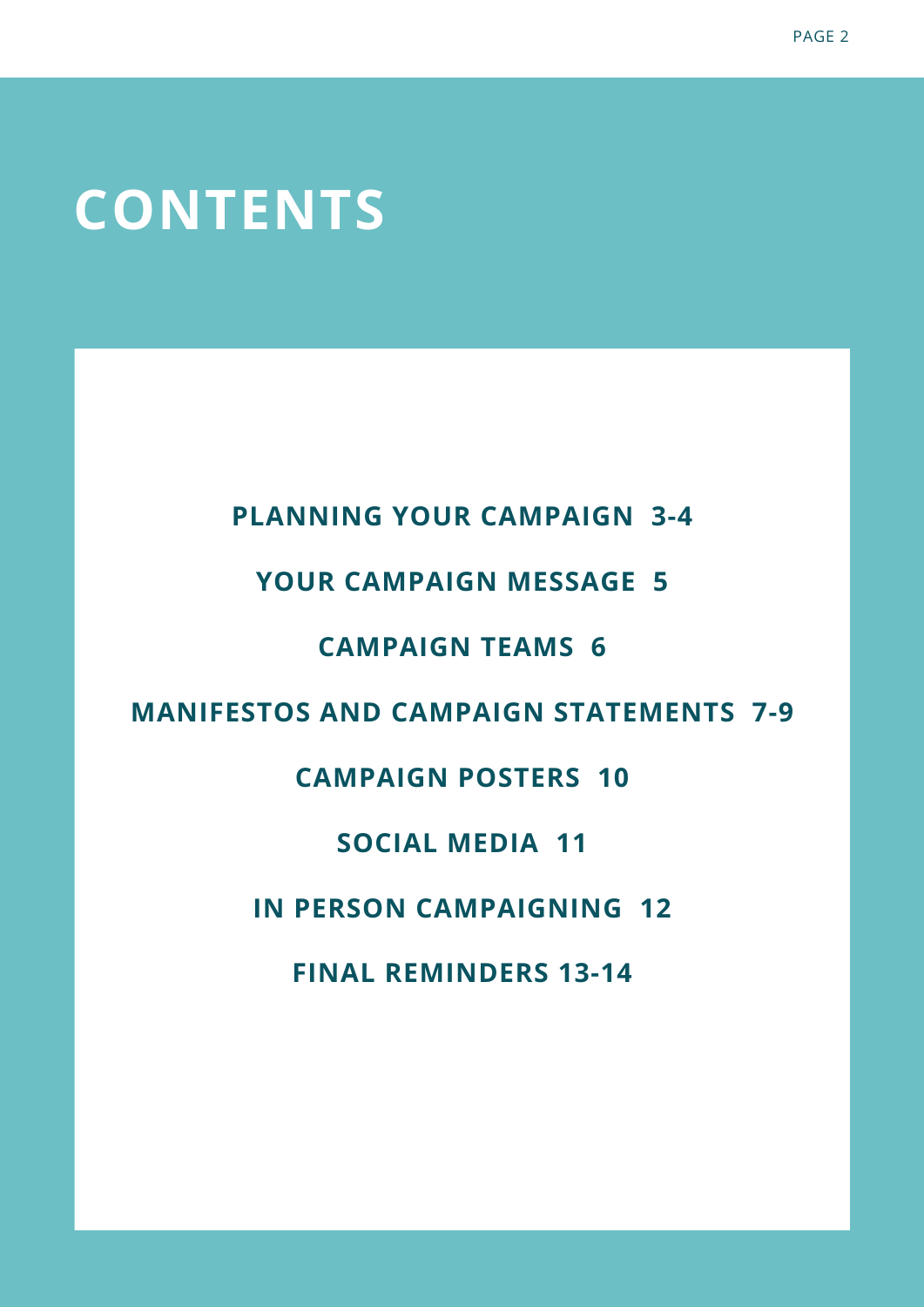# CONTENTS

**PLANNING YOUR CAMPAIGN 3-4**

**YOUR CAMPAIGN MESSAGE 5**

**CAMPAIGN TEAMS 6**

**MANIFESTOS AND CAMPAIGN STATEMENTS 7-9**

**CAMPAIGN POSTERS 10**

**SOCIAL MEDIA 11**

**IN PERSON CAMPAIGNING 12**

**FINAL REMINDERS 13-14**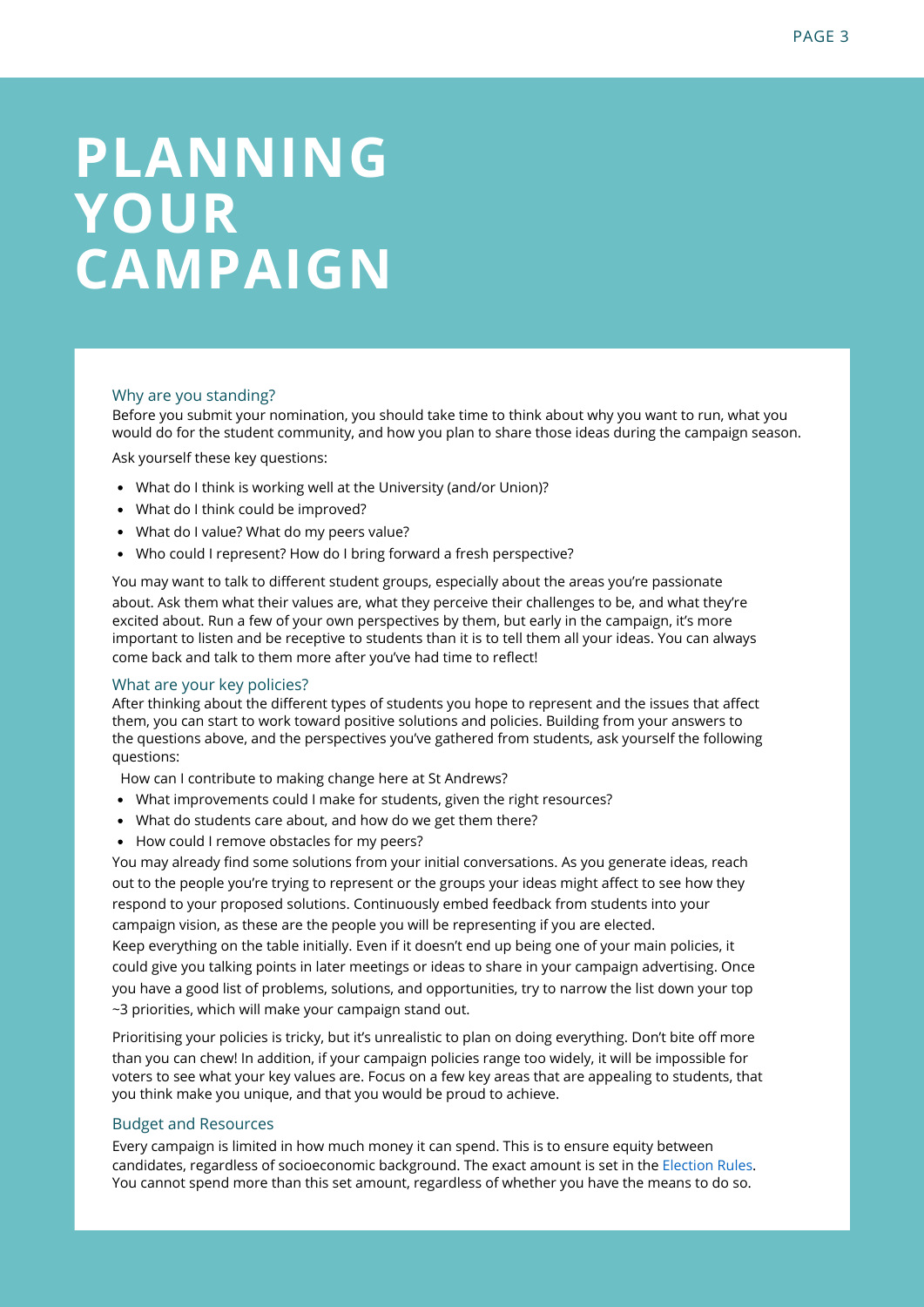# PLANNING YOUR CAMPAIGN

## Why are you standing?

Before you submit your nomination, you should take time to think about why you want to run, what you would do for the student community, and how you plan to share those ideas during the campaign season.

Ask yourself these key questions:

- What do I think is working well at the University (and/or Union)?
- What do I think could be improved?
- What do I value? What do my peers value?
- Who could I represent? How do I bring forward a fresh perspective?

You may want to talk to different student groups, especially about the areas you're passionate about. Ask them what their values are, what they perceive their challenges to be, and what they're excited about. Run a few of your own perspectives by them, but early in the campaign, it's more important to listen and be receptive to students than it is to tell them all your ideas. You can always come back and talk to them more after you've had time to reflect!

## What are your key policies?

After thinking about the different types of students you hope to represent and the issues that affect them, you can start to work toward positive solutions and policies. Building from your answers to the questions above, and the perspectives you've gathered from students, ask yourself the following questions:

- How can I contribute to making change here at St Andrews?
- What improvements could I make for students, given the right resources?
- What do students care about, and how do we get them there?
- How could I remove obstacles for my peers?

You may already find some solutions from your initial conversations. As you generate ideas, reach out to the people you're trying to represent or the groups your ideas might affect to see how they respond to your proposed solutions. Continuously embed feedback from students into your campaign vision, as these are the people you will be representing if you are elected.

Keep everything on the table initially. Even if it doesn't end up being one of your main policies, it could give you talking points in later meetings or ideas to share in your campaign advertising. Once you have a good list of problems, solutions, and opportunities, try to narrow the list down your top ~3 priorities, which will make your campaign stand out.

Prioritising your policies is tricky, but it's unrealistic to plan on doing everything. Don't bite off more than you can chew! In addition, if your campaign policies range too widely, it will be impossible for voters to see what your key values are. Focus on a few key areas that are appealing to students, that you think make you unique, and that you would be proud to achieve.

## Budget and Resources

Every campaign is limited in how much money it can spend. This is to ensure equity between candidates, regardless of socioeconomic background. The exact amount is set in the Election Rules. You cannot spend more than this set amount, regardless of whether you have the means to do so.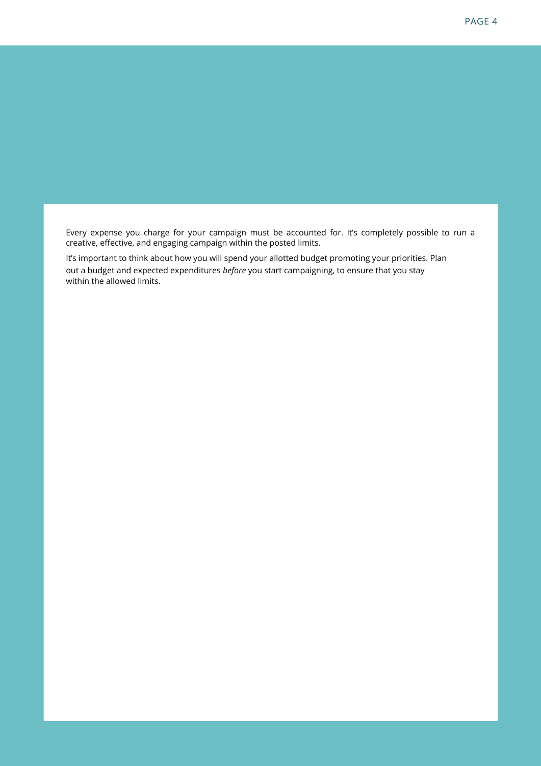Every expense you charge for your campaign must be accounted for. It's completely possible to run a creative, effective, and engaging campaign within the posted limits.

It's important to think about how you will spend your allotted budget promoting your priorities. Plan out a budget and expected expenditures *before* you start campaigning, to ensure that you stay within the allowed limits.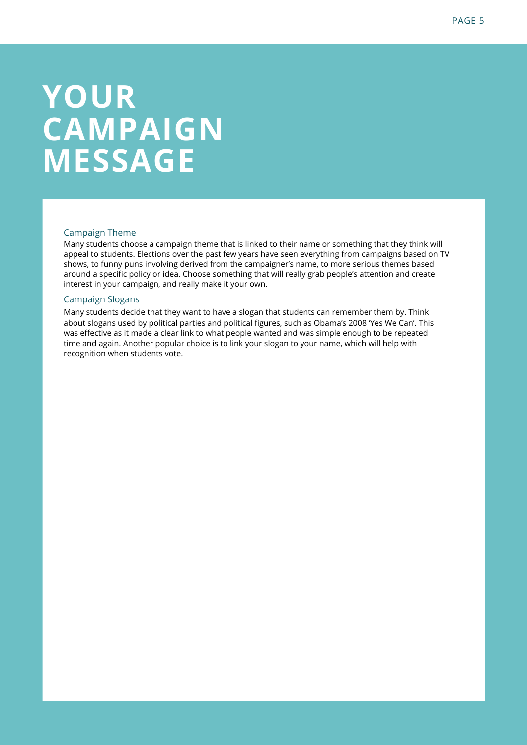# YOUR CAMPAIGN MESSAGE

## Campaign Theme

Many students choose a campaign theme that is linked to their name or something that they think will appeal to students. Elections over the past few years have seen everything from campaigns based on TV shows, to funny puns involving derived from the campaigner's name, to more serious themes based around a specific policy or idea. Choose something that will really grab people's attention and create interest in your campaign, and really make it your own.

## Campaign Slogans

Many students decide that they want to have a slogan that students can remember them by. Think about slogans used by political parties and political figures, such as Obama's 2008 'Yes We Can'. This was effective as it made a clear link to what people wanted and was simple enough to be repeated time and again. Another popular choice is to link your slogan to your name, which will help with recognition when students vote.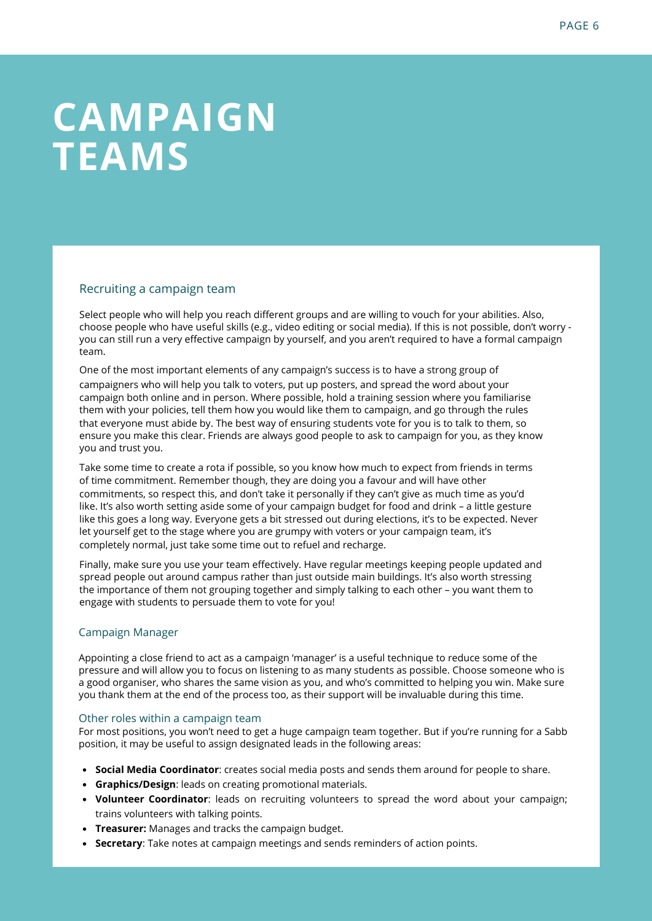# CAMPAIGN TEAMS

## Recruiting a campaign team

Select people who will help you reach different groups and are willing to vouch for your abilities. Also, choose people who have useful skills (e.g., video editing or social media). If this is not possible, don't worry - you can still run a very effective campaign by yourself, and you aren't required to have a formal campaign team.

One of the most important elements of any campaign's success is to have a strong group of campaigners who will help you talk to voters, put up posters, and spread the word about your campaign both online and in person. Where possible, hold a training session where you familiarise them with your policies, tell them how you would like them to campaign, and go through the rules that everyone must abide by. The best way of ensuring students vote for you is to talk to them, so ensure you make this clear. Friends are always good people to ask to campaign for you, as they know you and trust you.

Take some time to create a rota if possible, so you know how much to expect from friends in terms of time commitment. Remember though, they are doing you a favour and will have other commitments, so respect this, and don't take it personally if they can't give as much time as you'd like. It's also worth setting aside some of your campaign budget for food and drink – a little gesture like this goes a long way. Everyone gets a bit stressed out during elections, it's to be expected. Never let yourself get to the stage where you are grumpy with voters or your campaign team, it's completely normal, just take some time out to refuel and recharge.

Finally, make sure you use your team effectively. Have regular meetings keeping people updated and spread people out around campus rather than just outside main buildings. It's also worth stressing the importance of them not grouping together and simply talking to each other – you want them to engage with students to persuade them to vote for you!

## Campaign Manager

Appointing a close friend to act as a campaign 'manager' is a useful technique to reduce some of the pressure and will allow you to focus on listening to as many students as possible. Choose someone who is a good organiser, who shares the same vision as you, and who's committed to helping you win. Make sure you thank them at the end of the process too, as their support will be invaluable during this time.

## Other roles within a campaign team

For most positions, you won't need to get a huge campaign team together. But if you're running for a Sabb position, it may be useful to assign designated leads in the following areas:

- **Social Media Coordinator**: creates social media posts and sends them around for people to share.
- **Graphics/Design**: leads on creating promotional materials.
- **Volunteer Coordinator**: leads on recruiting volunteers to spread the word about your campaign; trains volunteers with talking points.
- **Treasurer:** Manages and tracks the campaign budget.
- **Secretary**: Take notes at campaign meetings and sends reminders of action points.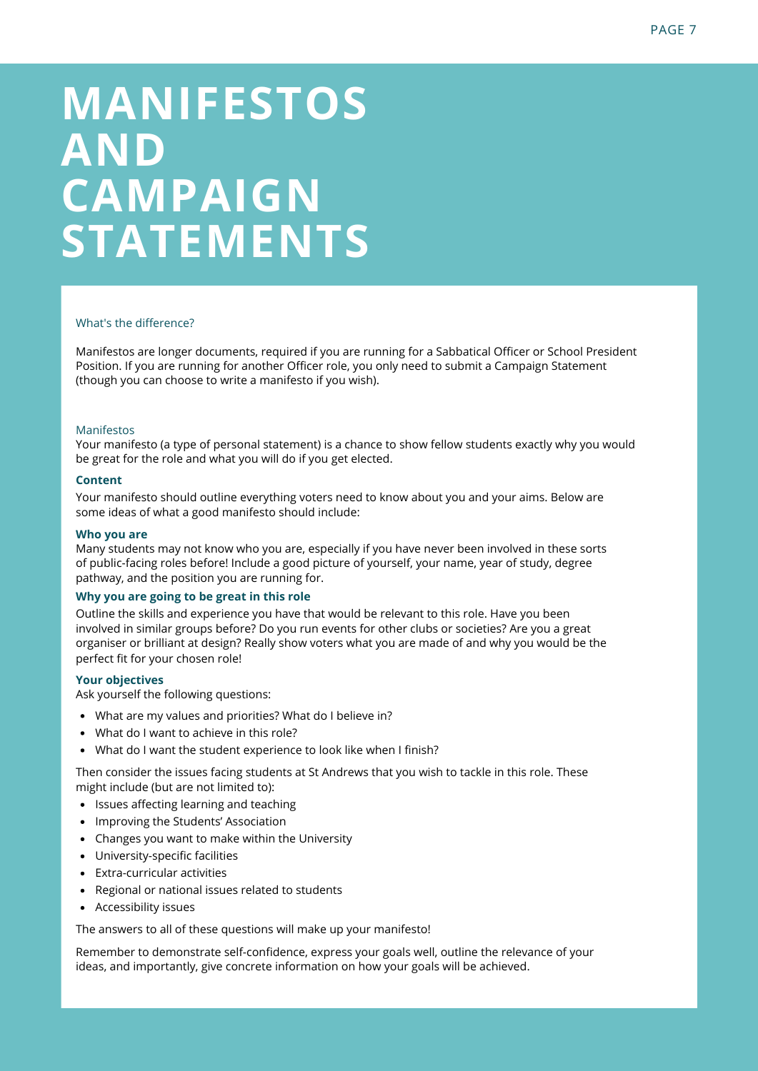# MANIFESTOS AND CAMPAIGN STATEMENTS

## What's the difference?

Manifestos are longer documents, required if you are running for a Sabbatical Officer or School President Position. If you are running for another Officer role, you only need to submit a Campaign Statement (though you can choose to write a manifesto if you wish).

## Manifestos

Your manifesto (a type of personal statement) is a chance to show fellow students exactly why you would be great for the role and what you will do if you get elected.

### Content

Your manifesto should outline everything voters need to know about you and your aims. Below are some ideas of what a good manifesto should include:

### Who you are

Many students may not know who you are, especially if you have never been involved in these sorts of public-facing roles before! Include a good picture of yourself, your name, year of study, degree pathway, and the position you are running for.

### Why you are going to be great in this role

Outline the skills and experience you have that would be relevant to this role. Have you been involved in similar groups before? Do you run events for other clubs or societies? Are you a great organiser or brilliant at design? Really show voters what you are made of and why you would be the perfect fit for your chosen role!

### Your objectives

Ask yourself the following questions:

- What are my values and priorities? What do I believe in?
- What do I want to achieve in this role?
- What do I want the student experience to look like when I finish?

Then consider the issues facing students at St Andrews that you wish to tackle in this role. These might include (but are not limited to):

- Issues affecting learning and teaching
- Improving the Students' Association
- Changes you want to make within the University
- University-specific facilities
- Extra-curricular activities
- Regional or national issues related to students
- Accessibility issues

The answers to all of these questions will make up your manifesto!

Remember to demonstrate self-confidence, express your goals well, outline the relevance of your ideas, and importantly, give concrete information on how your goals will be achieved.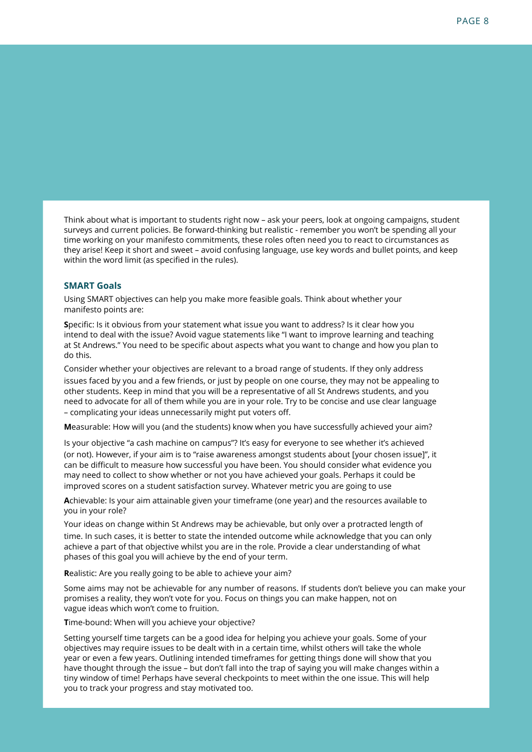Think about what is important to students right now – ask your peers, look at ongoing campaigns, student surveys and current policies. Be forward-thinking but realistic - remember you won't be spending all your time working on your manifesto commitments, these roles often need you to react to circumstances as they arise! Keep it short and sweet – avoid confusing language, use key words and bullet points, and keep within the word limit (as specified in the rules).

### SMART Goals

Using SMART objectives can help you make more feasible goals. Think about whether your manifesto points are:

**S**pecific: Is it obvious from your statement what issue you want to address? Is it clear how you intend to deal with the issue? Avoid vague statements like "I want to improve learning and teaching at St Andrews." You need to be specific about aspects what you want to change and how you plan to do this.

Consider whether your objectives are relevant to a broad range of students. If they only address issues faced by you and a few friends, or just by people on one course, they may not be appealing to other students. Keep in mind that you will be a representative of all St Andrews students, and you need to advocate for all of them while you are in your role. Try to be concise and use clear language – complicating your ideas unnecessarily might put voters off.

**M**easurable: How will you (and the students) know when you have successfully achieved your aim?

Is your objective "a cash machine on campus"? It's easy for everyone to see whether it's achieved (or not). However, if your aim is to "raise awareness amongst students about [your chosen issue]", it can be difficult to measure how successful you have been. You should consider what evidence you may need to collect to show whether or not you have achieved your goals. Perhaps it could be improved scores on a student satisfaction survey. Whatever metric you are going to use

**A**chievable: Is your aim attainable given your timeframe (one year) and the resources available to you in your role?

Your ideas on change within St Andrews may be achievable, but only over a protracted length of time. In such cases, it is better to state the intended outcome while acknowledge that you can only achieve a part of that objective whilst you are in the role. Provide a clear understanding of what phases of this goal you will achieve by the end of your term.

**R**ealistic: Are you really going to be able to achieve your aim?

Some aims may not be achievable for any number of reasons. If students don't believe you can make your promises a reality, they won't vote for you. Focus on things you can make happen, not on vague ideas which won't come to fruition.

**T**ime-bound: When will you achieve your objective?

Setting yourself time targets can be a good idea for helping you achieve your goals. Some of your objectives may require issues to be dealt with in a certain time, whilst others will take the whole year or even a few years. Outlining intended timeframes for getting things done will show that you have thought through the issue – but don't fall into the trap of saying you will make changes within a tiny window of time! Perhaps have several checkpoints to meet within the one issue. This will help you to track your progress and stay motivated too.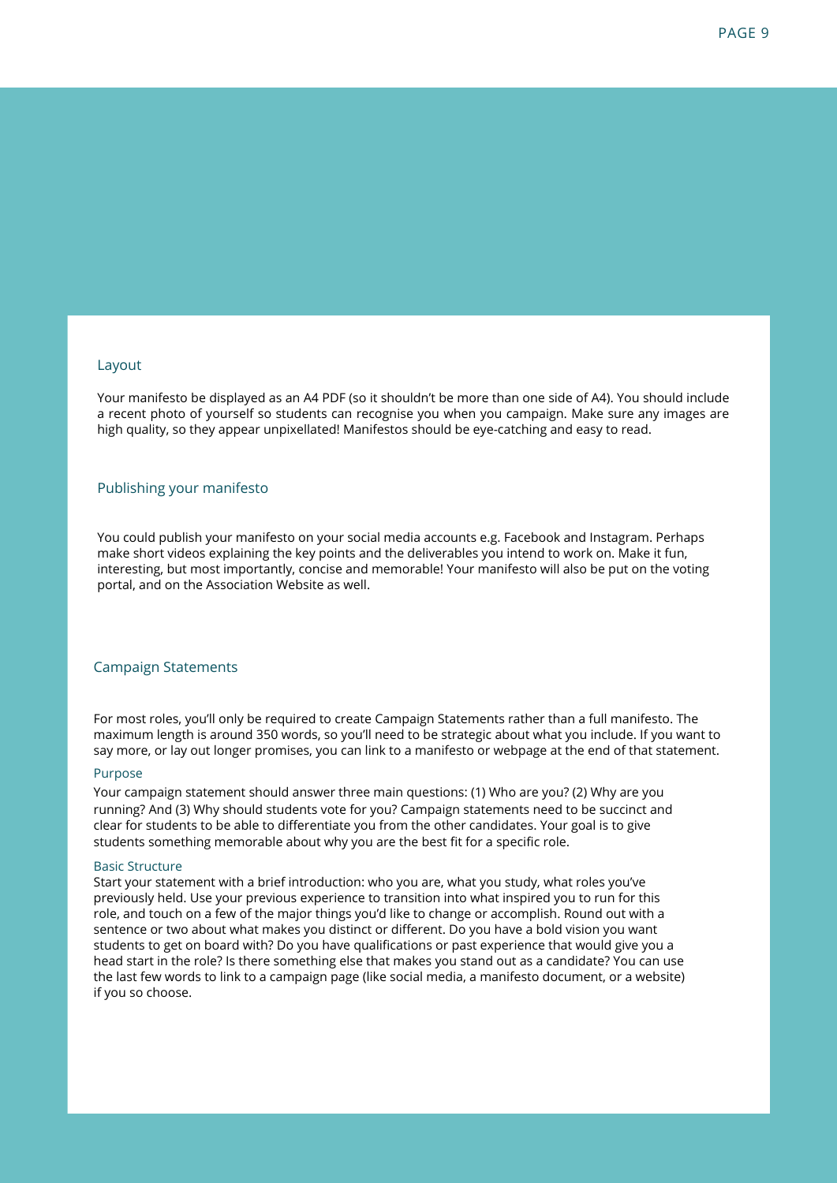## Layout

Your manifesto be displayed as an A4 PDF (so it shouldn't be more than one side of A4). You should include a recent photo of yourself so students can recognise you when you campaign. Make sure any images are high quality, so they appear unpixellated! Manifestos should be eye-catching and easy to read.

## Publishing your manifesto

You could publish your manifesto on your social media accounts e.g. Facebook and Instagram. Perhaps make short videos explaining the key points and the deliverables you intend to work on. Make it fun, interesting, but most importantly, concise and memorable! Your manifesto will also be put on the voting portal, and on the Association Website as well.

## Campaign Statements

For most roles, you'll only be required to create Campaign Statements rather than a full manifesto. The maximum length is around 350 words, so you'll need to be strategic about what you include. If you want to say more, or lay out longer promises, you can link to a manifesto or webpage at the end of that statement.

### Purpose

Your campaign statement should answer three main questions: (1) Who are you? (2) Why are you running? And (3) Why should students vote for you? Campaign statements need to be succinct and clear for students to be able to differentiate you from the other candidates. Your goal is to give students something memorable about why you are the best fit for a specific role.

### Basic Structure

Start your statement with a brief introduction: who you are, what you study, what roles you've previously held. Use your previous experience to transition into what inspired you to run for this role, and touch on a few of the major things you'd like to change or accomplish. Round out with a sentence or two about what makes you distinct or different. Do you have a bold vision you want students to get on board with? Do you have qualifications or past experience that would give you a head start in the role? Is there something else that makes you stand out as a candidate? You can use the last few words to link to a campaign page (like social media, a manifesto document, or a website) if you so choose.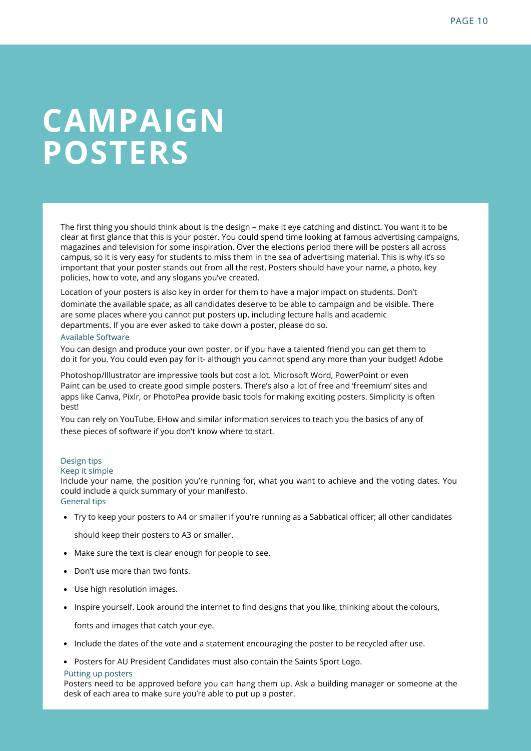# CAMPAIGN POSTERS

The first thing you should think about is the design – make it eye catching and distinct. You want it to be clear at first glance that this is your poster. You could spend time looking at famous advertising campaigns, magazines and television for some inspiration. Over the elections period there will be posters all across campus, so it is very easy for students to miss them in the sea of advertising material. This is why it's so important that your poster stands out from all the rest. Posters should have your name, a photo, key policies, how to vote, and any slogans you've created.

Location of your posters is also key in order for them to have a major impact on students. Don't dominate the available space, as all candidates deserve to be able to campaign and be visible. There are some places where you cannot put posters up, including lecture halls and academic departments. If you are ever asked to take down a poster, please do so.

### Available Software

You can design and produce your own poster, or if you have a talented friend you can get them to do it for you. You could even pay for it- although you cannot spend any more than your budget! Adobe Photoshop/Illustrator are impressive tools but cost a lot. Microsoft Word, PowerPoint or even Paint can be used to create good simple posters. There's also a lot of free and 'freemium' sites and apps like Canva, Pixlr, or PhotoPea provide basic tools for making exciting posters. Simplicity is often best!

You can rely on YouTube, EHow and similar information services to teach you the basics of any of these pieces of software if you don't know where to start.

### Design tips

#### Keep it simple

Include your name, the position you're running for, what you want to achieve and the voting dates. You could include a quick summary of your manifesto.

#### General tips

- Try to keep your posters to A4 or smaller if you're running as a Sabbatical officer; all other candidates should keep their posters to A3 or smaller.
- Make sure the text is clear enough for people to see.
- Don't use more than two fonts.
- Use high resolution images.
- Inspire yourself. Look around the internet to find designs that you like, thinking about the colours, fonts and images that catch your eye.
- Include the dates of the vote and a statement encouraging the poster to be recycled after use.
- Posters for AU President Candidates must also contain the Saints Sport Logo.

### Putting up posters

Posters need to be approved before you can hang them up. Ask a building manager or someone at the desk of each area to make sure you're able to put up a poster.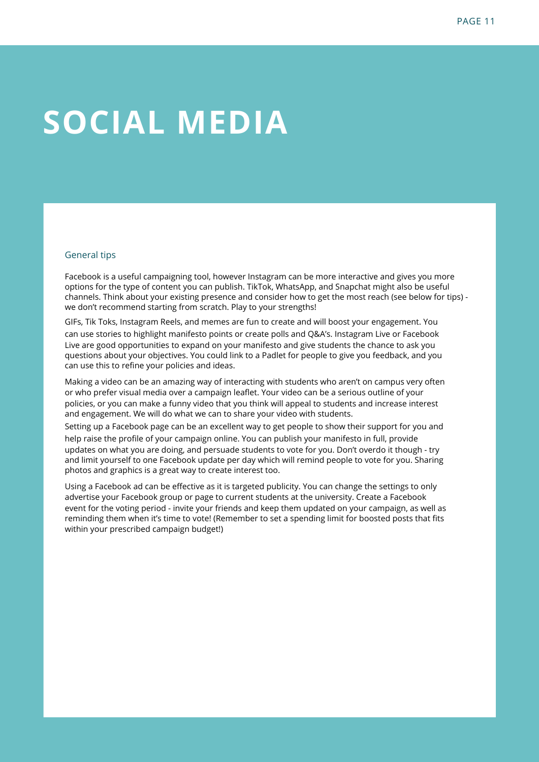# SOCIAL MEDIA

## General tips

Facebook is a useful campaigning tool, however Instagram can be more interactive and gives you more options for the type of content you can publish. TikTok, WhatsApp, and Snapchat might also be useful channels. Think about your existing presence and consider how to get the most reach (see below for tips) - we don't recommend starting from scratch. Play to your strengths!

GIFs, Tik Toks, Instagram Reels, and memes are fun to create and will boost your engagement. You can use stories to highlight manifesto points or create polls and Q&A's. Instagram Live or Facebook Live are good opportunities to expand on your manifesto and give students the chance to ask you questions about your objectives. You could link to a Padlet for people to give you feedback, and you can use this to refine your policies and ideas.

Making a video can be an amazing way of interacting with students who aren't on campus very often or who prefer visual media over a campaign leaflet. Your video can be a serious outline of your policies, or you can make a funny video that you think will appeal to students and increase interest and engagement. We will do what we can to share your video with students.

Setting up a Facebook page can be an excellent way to get people to show their support for you and help raise the profile of your campaign online. You can publish your manifesto in full, provide updates on what you are doing, and persuade students to vote for you. Don't overdo it though - try and limit yourself to one Facebook update per day which will remind people to vote for you. Sharing photos and graphics is a great way to create interest too.

Using a Facebook ad can be effective as it is targeted publicity. You can change the settings to only advertise your Facebook group or page to current students at the university. Create a Facebook event for the voting period - invite your friends and keep them updated on your campaign, as well as reminding them when it's time to vote! (Remember to set a spending limit for boosted posts that fits within your prescribed campaign budget!)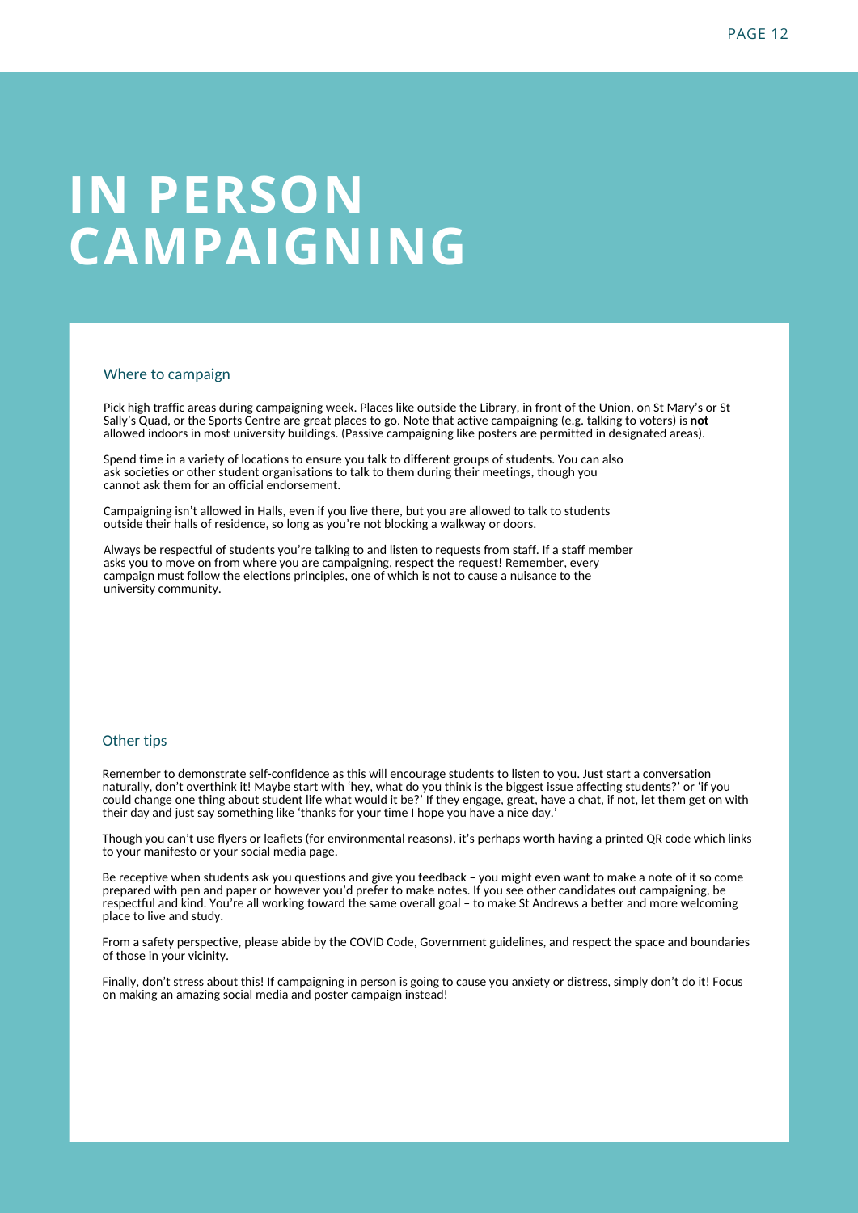# IN PERSON CAMPAIGNING

## Where to campaign

Pick high traffic areas during campaigning week. Places like outside the Library, in front of the Union, on St Mary's or St Sally's Quad, or the Sports Centre are great places to go. Note that active campaigning (e.g. talking to voters) is **not** allowed indoors in most university buildings. (Passive campaigning like posters are permitted in designated areas).

Spend time in a variety of locations to ensure you talk to different groups of students. You can also ask societies or other student organisations to talk to them during their meetings, though you cannot ask them for an official endorsement.

Campaigning isn't allowed in Halls, even if you live there, but you are allowed to talk to students outside their halls of residence, so long as you're not blocking a walkway or doors.

Always be respectful of students you're talking to and listen to requests from staff. If a staff member asks you to move on from where you are campaigning, respect the request! Remember, every campaign must follow the elections principles, one of which is not to cause a nuisance to the university community.

## Other tips

Remember to demonstrate self-confidence as this will encourage students to listen to you. Just start a conversation naturally, don't overthink it! Maybe start with 'hey, what do you think is the biggest issue affecting students?' or 'if you could change one thing about student life what would it be?' If they engage, great, have a chat, if not, let them get on with their day and just say something like 'thanks for your time I hope you have a nice day.'

Though you can't use flyers or leaflets (for environmental reasons), it's perhaps worth having a printed QR code which links to your manifesto or your social media page.

Be receptive when students ask you questions and give you feedback – you might even want to make a note of it so come prepared with pen and paper or however you'd prefer to make notes. If you see other candidates out campaigning, be respectful and kind. You're all working toward the same overall goal – to make St Andrews a better and more welcoming place to live and study.

From a safety perspective, please abide by the COVID Code, Government guidelines, and respect the space and boundaries of those in your vicinity.

Finally, don't stress about this! If campaigning in person is going to cause you anxiety or distress, simply don't do it! Focus on making an amazing social media and poster campaign instead!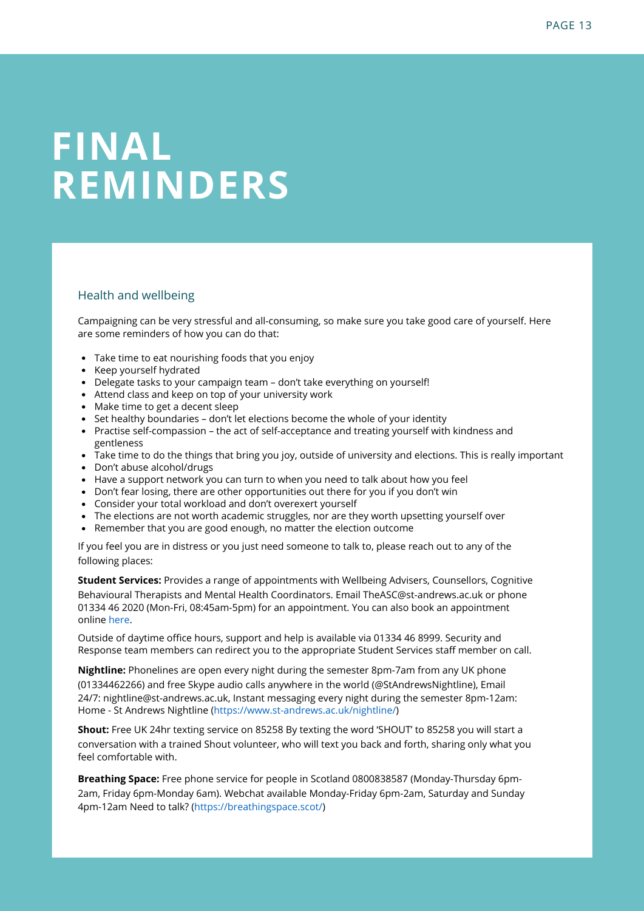# FINAL REMINDERS

## Health and wellbeing

Campaigning can be very stressful and all-consuming, so make sure you take good care of yourself. Here are some reminders of how you can do that:

- Take time to eat nourishing foods that you enjoy
- Keep yourself hydrated
- Delegate tasks to your campaign team – don't take everything on yourself!
- Attend class and keep on top of your university work
- Make time to get a decent sleep
- Set healthy boundaries – don't let elections become the whole of your identity
- Practise self-compassion – the act of self-acceptance and treating yourself with kindness and gentleness
- Take time to do the things that bring you joy, outside of university and elections. This is really important
- Don't abuse alcohol/drugs
- Have a support network you can turn to when you need to talk about how you feel
- Don't fear losing, there are other opportunities out there for you if you don't win
- Consider your total workload and don't overexert yourself
- The elections are not worth academic struggles, nor are they worth upsetting yourself over
- Remember that you are good enough, no matter the election outcome

If you feel you are in distress or you just need someone to talk to, please reach out to any of the following places:

**Student Services:** Provides a range of appointments with Wellbeing Advisers, Counsellors, Cognitive Behavioural Therapists and Mental Health Coordinators. Email TheASC@st-andrews.ac.uk or phone 01334 46 2020 (Mon-Fri, 08:45am-5pm) for an appointment. You can also book an appointment online here.

Outside of daytime office hours, support and help is available via 01334 46 8999. Security and Response team members can redirect you to the appropriate Student Services staff member on call.

**Nightline:** Phonelines are open every night during the semester 8pm-7am from any UK phone (01334462266) and free Skype audio calls anywhere in the world (@StAndrewsNightline), Email 24/7: nightline@st-andrews.ac.uk, Instant messaging every night during the semester 8pm-12am: Home - St Andrews Nightline (https://www.st-andrews.ac.uk/nightline/)

**Shout:** Free UK 24hr texting service on 85258 By texting the word 'SHOUT' to 85258 you will start a conversation with a trained Shout volunteer, who will text you back and forth, sharing only what you feel comfortable with.

**Breathing Space:** Free phone service for people in Scotland 0800838587 (Monday-Thursday 6pm-2am, Friday 6pm-Monday 6am). Webchat available Monday-Friday 6pm-2am, Saturday and Sunday 4pm-12am Need to talk? (https://breathingspace.scot/)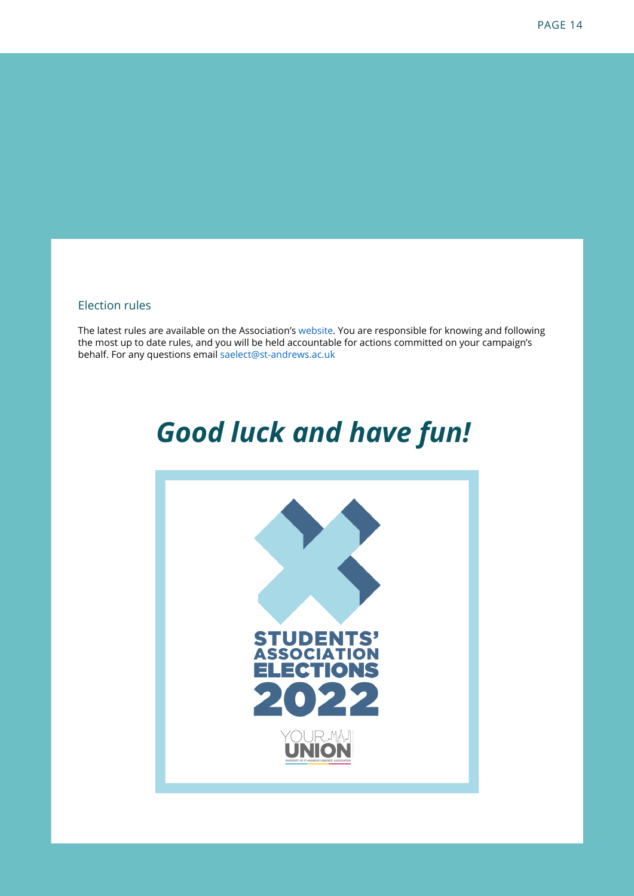### Election rules

The latest rules are available on the Association's website. You are responsible for knowing and following the most up to date rules, and you will be held accountable for actions committed on your campaign's behalf. For any questions email saelect@st-andrews.ac.uk

## *Good luck and have fun!*

STUDENTS' ASSOCIATION ELECTIONS 2022

YOUR UNION